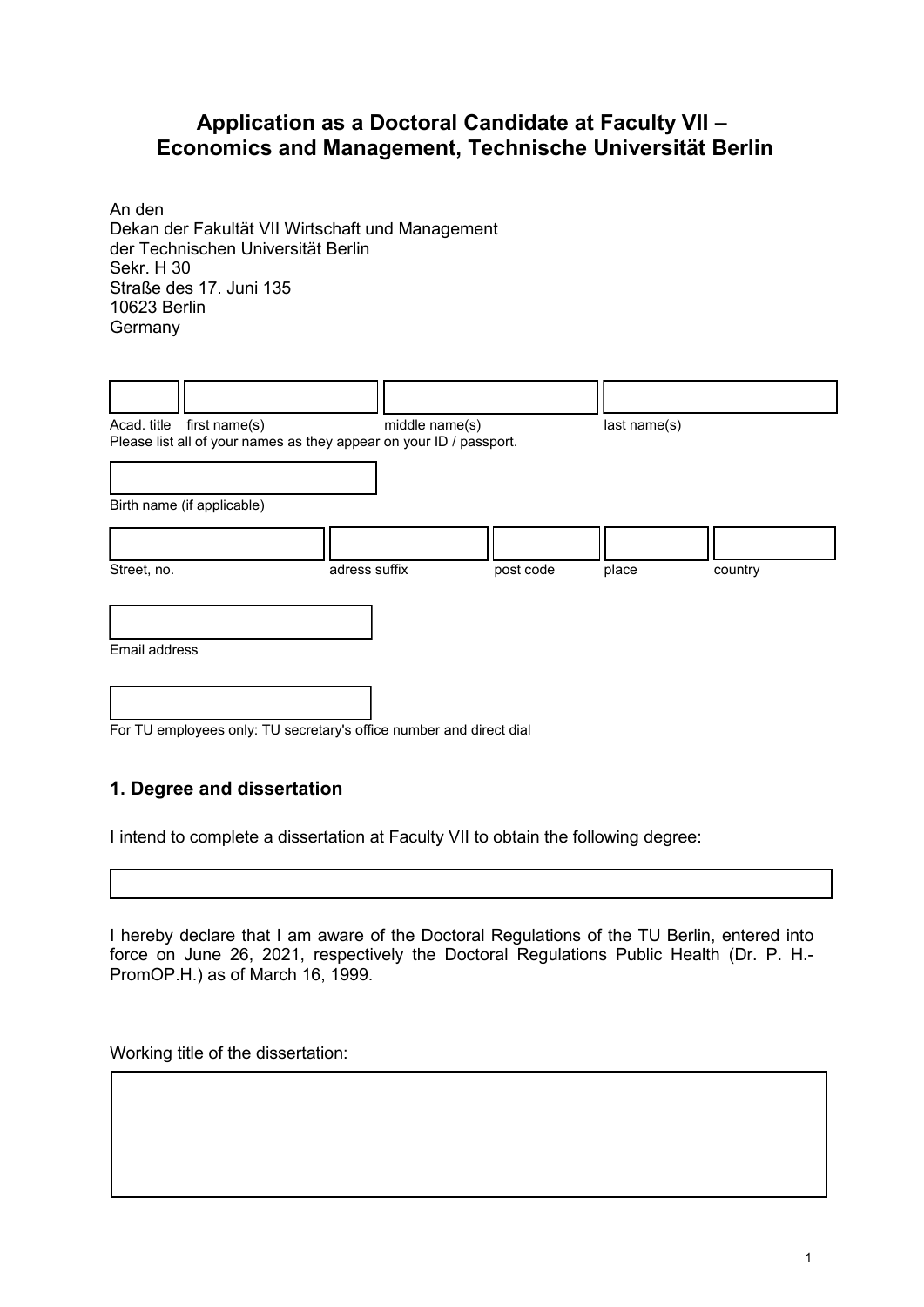# Application as a Doctoral Candidate at Faculty VII – Economics and Management, Technische Universität Berlin

An den
Dekan der Fakultät VII Wirtschaft und Management
der Technischen Universität Berlin
Sekr. H 30
Straße des 17. Juni 135
10623 Berlin
Germany

| | | | |
|---|---|---|---|
| | | | |
| Acad. title | first name(s) | middle name(s) | last name(s) |

Please list all of your names as they appear on your ID / passport.

| |
|---|
| |
| Birth name (if applicable) |

| | | | | |
|---|---|---|---|---|
| | | | | |
| Street, no. | adress suffix | post code | place | country |

| |
|---|
| |
| Email address |

| |
|---|
| |
| For TU employees only: TU secretary's office number and direct dial |

## 1. Degree and dissertation

I intend to complete a dissertation at Faculty VII to obtain the following degree:

| |
|---|
| |

I hereby declare that I am aware of the Doctoral Regulations of the TU Berlin, entered into force on June 26, 2021, respectively the Doctoral Regulations Public Health (Dr. P. H.-PromOP.H.) as of March 16, 1999.

Working title of the dissertation:

| |
|---|
| |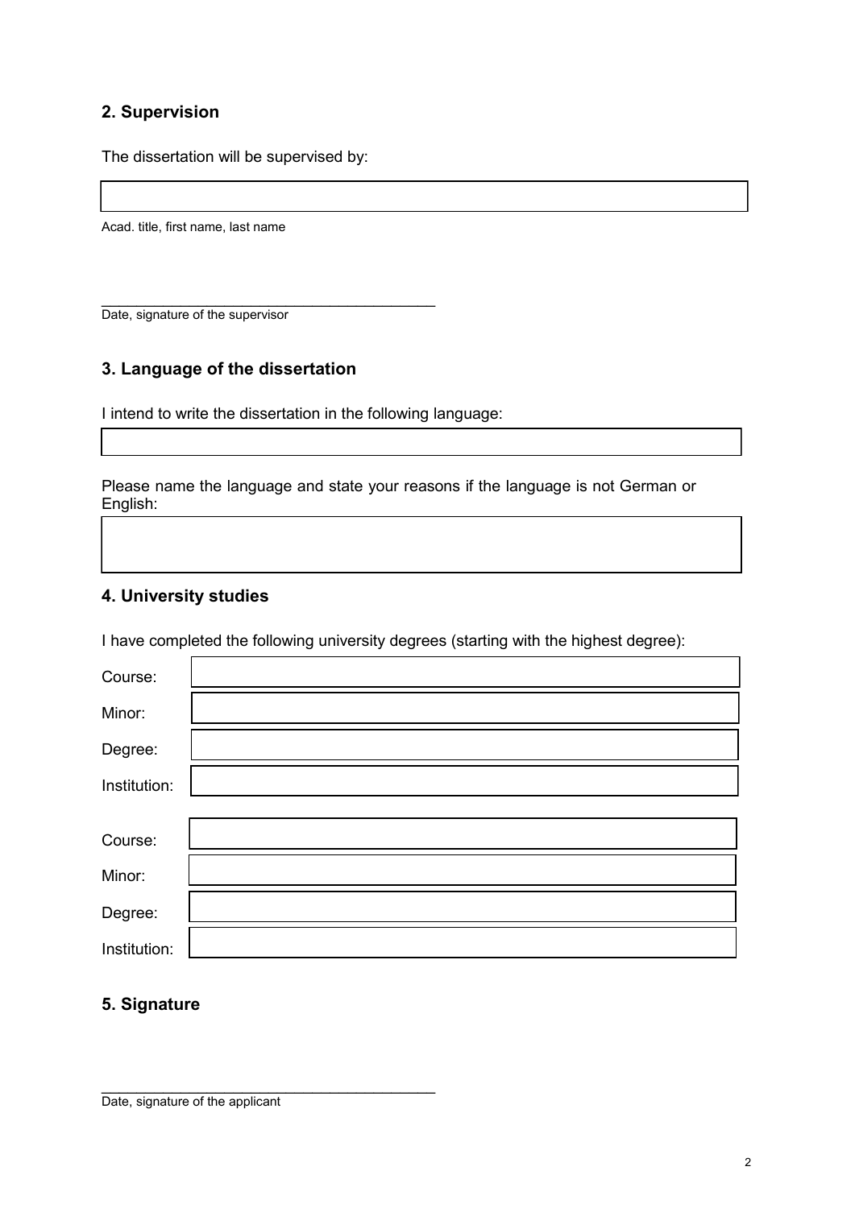## 2. Supervision

The dissertation will be supervised by:

Acad. title, first name, last name

\_\_\_\_\_\_\_\_\_\_\_\_\_\_\_\_\_\_\_\_\_\_\_\_\_\_\_\_\_\_\_\_\_\_\_\_\_\_\_\_

Date, signature of the supervisor

## 3. Language of the dissertation

I intend to write the dissertation in the following language:

Please name the language and state your reasons if the language is not German or English:

## 4. University studies

I have completed the following university degrees (starting with the highest degree):

Course:

Minor:

Degree:

Institution:

Course:

Minor:

Degree:

Institution:

## 5. Signature

\_\_\_\_\_\_\_\_\_\_\_\_\_\_\_\_\_\_\_\_\_\_\_\_\_\_\_\_\_\_\_\_\_\_\_\_\_\_\_\_

Date, signature of the applicant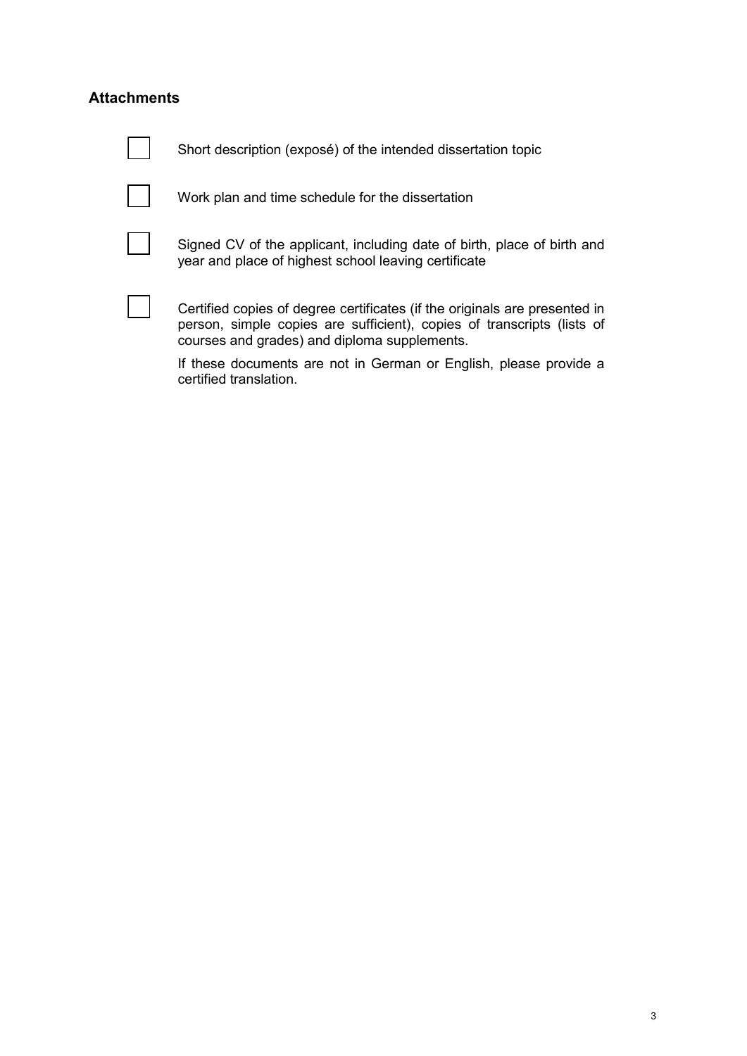## Attachments

- [ ] Short description (exposé) of the intended dissertation topic
- [ ] Work plan and time schedule for the dissertation
- [ ] Signed CV of the applicant, including date of birth, place of birth and year and place of highest school leaving certificate
- [ ] Certified copies of degree certificates (if the originals are presented in person, simple copies are sufficient), copies of transcripts (lists of courses and grades) and diploma supplements.

  If these documents are not in German or English, please provide a certified translation.